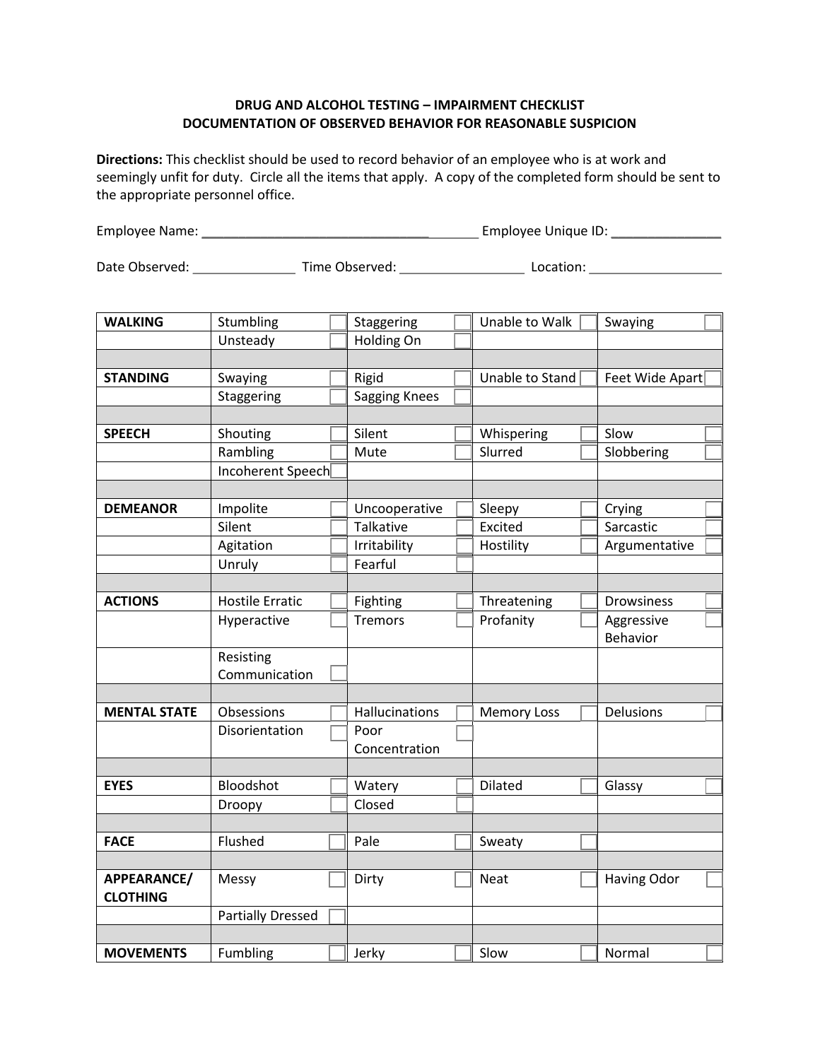# DRUG AND ALCOHOL TESTING – IMPAIRMENT CHECKLIST
## DOCUMENTATION OF OBSERVED BEHAVIOR FOR REASONABLE SUSPICION

**Directions:** This checklist should be used to record behavior of an employee who is at work and seemingly unfit for duty. Circle all the items that apply. A copy of the completed form should be sent to the appropriate personnel office.

Employee Name: ________________________________________ Employee Unique ID: _______________

Date Observed: ______________ Time Observed: _________________ Location: ___________________

| | | | | |
|---|---|---|---|---|
| **WALKING** | Stumbling ☐ | Staggering ☐ | Unable to Walk ☐ | Swaying ☐ |
| | Unsteady ☐ | Holding On ☐ | | |
| | | | | |
| **STANDING** | Swaying ☐ | Rigid ☐ | Unable to Stand ☐ | Feet Wide Apart ☐ |
| | Staggering ☐ | Sagging Knees ☐ | | |
| | | | | |
| **SPEECH** | Shouting ☐ | Silent ☐ | Whispering ☐ | Slow ☐ |
| | Rambling ☐ | Mute ☐ | Slurred ☐ | Slobbering ☐ |
| | Incoherent Speech ☐ | | | |
| | | | | |
| **DEMEANOR** | Impolite ☐ | Uncooperative ☐ | Sleepy ☐ | Crying ☐ |
| | Silent ☐ | Talkative ☐ | Excited ☐ | Sarcastic ☐ |
| | Agitation ☐ | Irritability ☐ | Hostility ☐ | Argumentative ☐ |
| | Unruly ☐ | Fearful ☐ | | |
| | | | | |
| **ACTIONS** | Hostile Erratic ☐ | Fighting ☐ | Threatening ☐ | Drowsiness ☐ |
| | Hyperactive ☐ | Tremors ☐ | Profanity ☐ | Aggressive Behavior ☐ |
| | Resisting Communication ☐ | | | |
| | | | | |
| **MENTAL STATE** | Obsessions ☐ | Hallucinations ☐ | Memory Loss ☐ | Delusions ☐ |
| | Disorientation ☐ | Poor Concentration ☐ | | |
| | | | | |
| **EYES** | Bloodshot ☐ | Watery ☐ | Dilated ☐ | Glassy ☐ |
| | Droopy ☐ | Closed ☐ | | |
| | | | | |
| **FACE** | Flushed ☐ | Pale ☐ | Sweaty ☐ | |
| | | | | |
| **APPEARANCE/ CLOTHING** | Messy ☐ | Dirty ☐ | Neat ☐ | Having Odor ☐ |
| | Partially Dressed ☐ | | | |
| | | | | |
| **MOVEMENTS** | Fumbling ☐ | Jerky ☐ | Slow ☐ | Normal ☐ |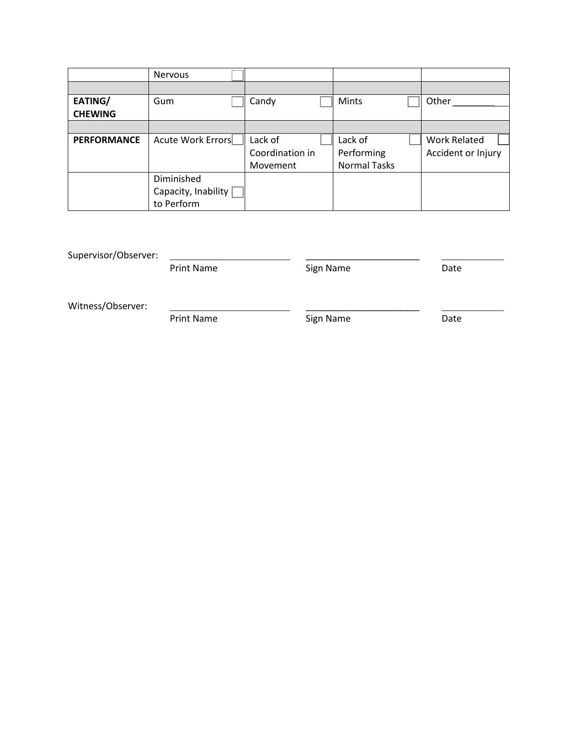| | | | | |
|---|---|---|---|---|
| | Nervous ☐ | | | |
| | | | | |
| **EATING/ CHEWING** | Gum ☐ | Candy ☐ | Mints ☐ | Other ________ |
| | | | | |
| **PERFORMANCE** | Acute Work Errors ☐ | Lack of Coordination in Movement ☐ | Lack of Performing Normal Tasks ☐ | Work Related Accident or Injury ☐ |
| | Diminished Capacity, Inability to Perform ☐ | | | |

Supervisor/Observer: ________________________ ______________________ ____________
Print Name Sign Name Date

Witness/Observer: ________________________ ______________________ ____________
Print Name Sign Name Date